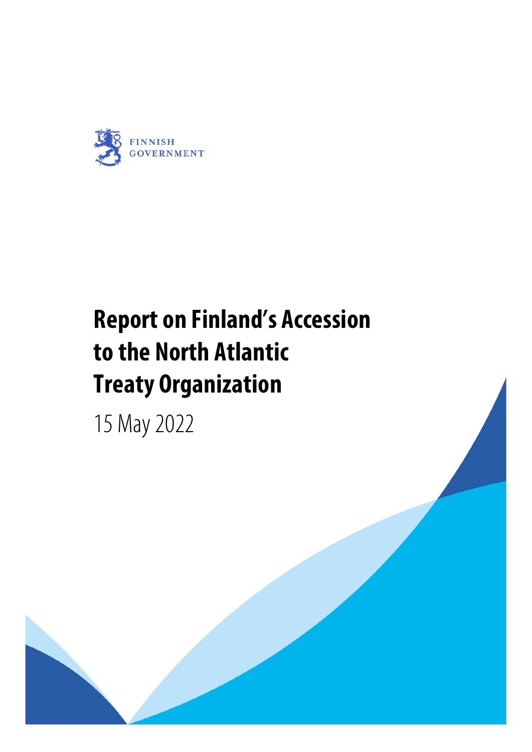FINNISH
GOVERNMENT

# Report on Finland's Accession to the North Atlantic Treaty Organization

15 May 2022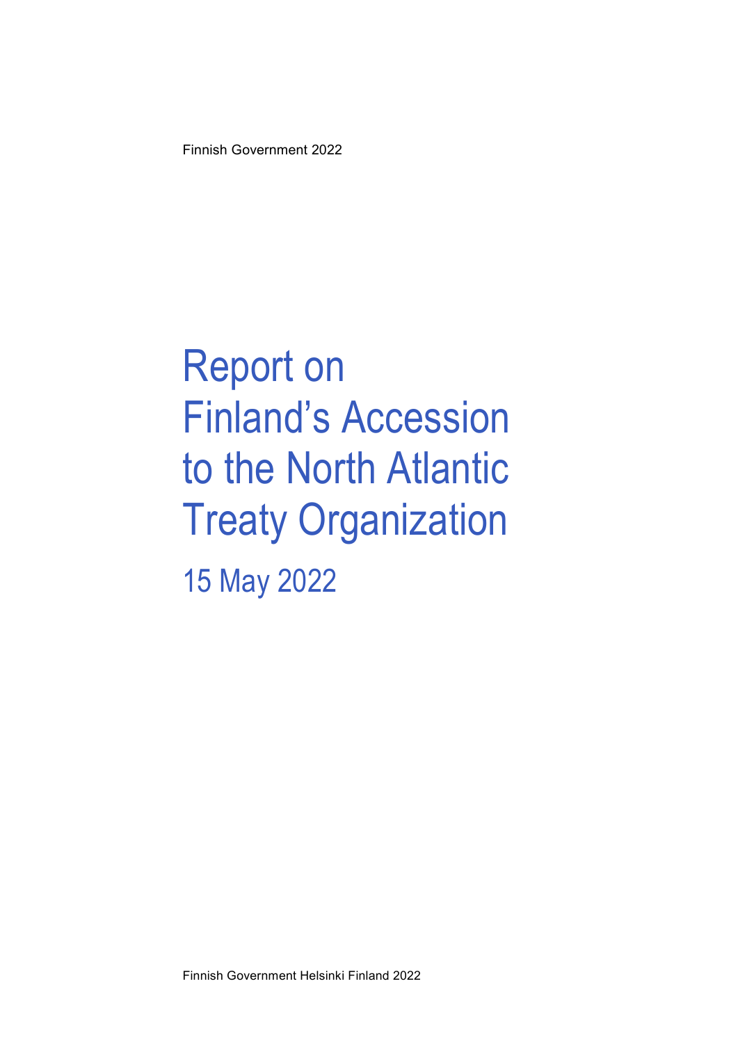Finnish Government 2022

# Report on Finland's Accession to the North Atlantic Treaty Organization

## 15 May 2022

Finnish Government Helsinki Finland 2022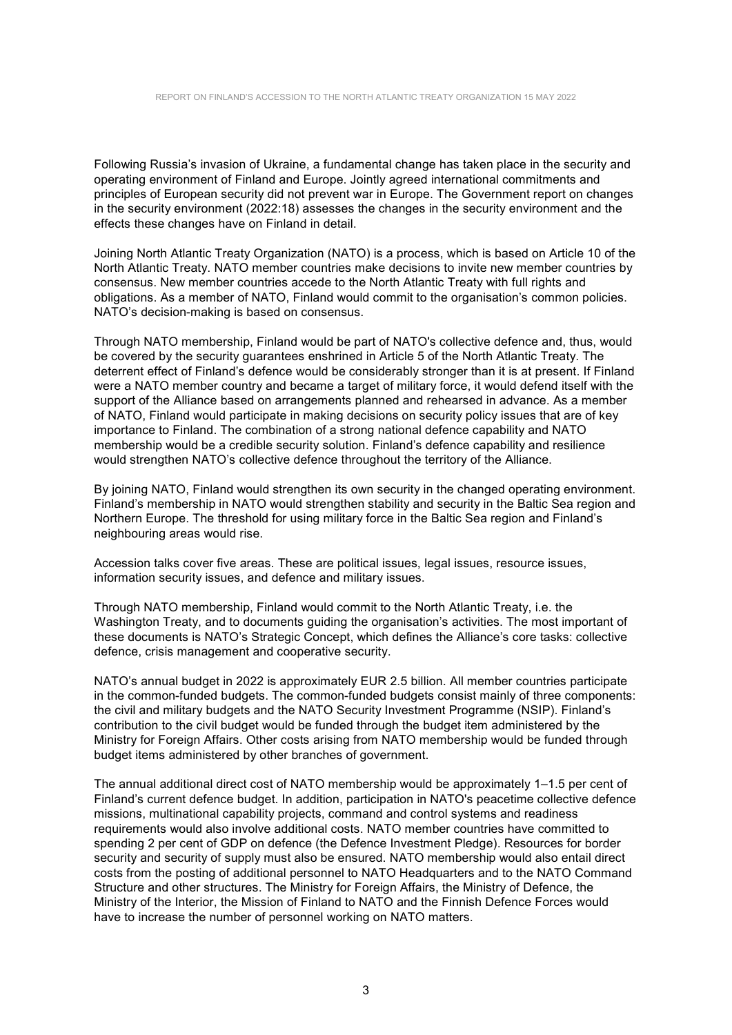Following Russia's invasion of Ukraine, a fundamental change has taken place in the security and operating environment of Finland and Europe. Jointly agreed international commitments and principles of European security did not prevent war in Europe. The Government report on changes in the security environment (2022:18) assesses the changes in the security environment and the effects these changes have on Finland in detail.

Joining North Atlantic Treaty Organization (NATO) is a process, which is based on Article 10 of the North Atlantic Treaty. NATO member countries make decisions to invite new member countries by consensus. New member countries accede to the North Atlantic Treaty with full rights and obligations. As a member of NATO, Finland would commit to the organisation's common policies. NATO's decision-making is based on consensus.

Through NATO membership, Finland would be part of NATO's collective defence and, thus, would be covered by the security guarantees enshrined in Article 5 of the North Atlantic Treaty. The deterrent effect of Finland's defence would be considerably stronger than it is at present. If Finland were a NATO member country and became a target of military force, it would defend itself with the support of the Alliance based on arrangements planned and rehearsed in advance. As a member of NATO, Finland would participate in making decisions on security policy issues that are of key importance to Finland. The combination of a strong national defence capability and NATO membership would be a credible security solution. Finland's defence capability and resilience would strengthen NATO's collective defence throughout the territory of the Alliance.

By joining NATO, Finland would strengthen its own security in the changed operating environment. Finland's membership in NATO would strengthen stability and security in the Baltic Sea region and Northern Europe. The threshold for using military force in the Baltic Sea region and Finland's neighbouring areas would rise.

Accession talks cover five areas. These are political issues, legal issues, resource issues, information security issues, and defence and military issues.

Through NATO membership, Finland would commit to the North Atlantic Treaty, i.e. the Washington Treaty, and to documents guiding the organisation's activities. The most important of these documents is NATO's Strategic Concept, which defines the Alliance's core tasks: collective defence, crisis management and cooperative security.

NATO's annual budget in 2022 is approximately EUR 2.5 billion. All member countries participate in the common-funded budgets. The common-funded budgets consist mainly of three components: the civil and military budgets and the NATO Security Investment Programme (NSIP). Finland's contribution to the civil budget would be funded through the budget item administered by the Ministry for Foreign Affairs. Other costs arising from NATO membership would be funded through budget items administered by other branches of government.

The annual additional direct cost of NATO membership would be approximately 1–1.5 per cent of Finland's current defence budget. In addition, participation in NATO's peacetime collective defence missions, multinational capability projects, command and control systems and readiness requirements would also involve additional costs. NATO member countries have committed to spending 2 per cent of GDP on defence (the Defence Investment Pledge). Resources for border security and security of supply must also be ensured. NATO membership would also entail direct costs from the posting of additional personnel to NATO Headquarters and to the NATO Command Structure and other structures. The Ministry for Foreign Affairs, the Ministry of Defence, the Ministry of the Interior, the Mission of Finland to NATO and the Finnish Defence Forces would have to increase the number of personnel working on NATO matters.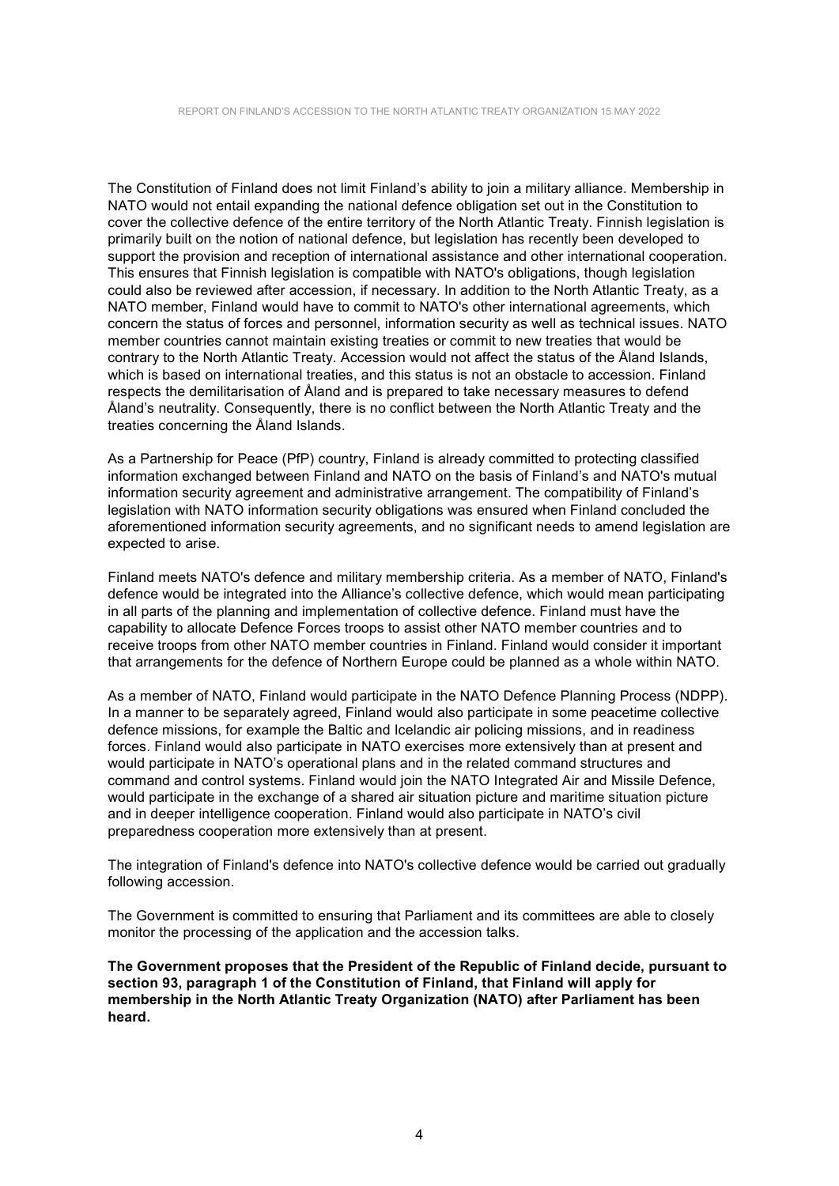The Constitution of Finland does not limit Finland's ability to join a military alliance. Membership in NATO would not entail expanding the national defence obligation set out in the Constitution to cover the collective defence of the entire territory of the North Atlantic Treaty. Finnish legislation is primarily built on the notion of national defence, but legislation has recently been developed to support the provision and reception of international assistance and other international cooperation. This ensures that Finnish legislation is compatible with NATO's obligations, though legislation could also be reviewed after accession, if necessary. In addition to the North Atlantic Treaty, as a NATO member, Finland would have to commit to NATO's other international agreements, which concern the status of forces and personnel, information security as well as technical issues. NATO member countries cannot maintain existing treaties or commit to new treaties that would be contrary to the North Atlantic Treaty. Accession would not affect the status of the Åland Islands, which is based on international treaties, and this status is not an obstacle to accession. Finland respects the demilitarisation of Åland and is prepared to take necessary measures to defend Åland's neutrality. Consequently, there is no conflict between the North Atlantic Treaty and the treaties concerning the Åland Islands.

As a Partnership for Peace (PfP) country, Finland is already committed to protecting classified information exchanged between Finland and NATO on the basis of Finland's and NATO's mutual information security agreement and administrative arrangement. The compatibility of Finland's legislation with NATO information security obligations was ensured when Finland concluded the aforementioned information security agreements, and no significant needs to amend legislation are expected to arise.

Finland meets NATO's defence and military membership criteria. As a member of NATO, Finland's defence would be integrated into the Alliance's collective defence, which would mean participating in all parts of the planning and implementation of collective defence. Finland must have the capability to allocate Defence Forces troops to assist other NATO member countries and to receive troops from other NATO member countries in Finland. Finland would consider it important that arrangements for the defence of Northern Europe could be planned as a whole within NATO.

As a member of NATO, Finland would participate in the NATO Defence Planning Process (NDPP). In a manner to be separately agreed, Finland would also participate in some peacetime collective defence missions, for example the Baltic and Icelandic air policing missions, and in readiness forces. Finland would also participate in NATO exercises more extensively than at present and would participate in NATO's operational plans and in the related command structures and command and control systems. Finland would join the NATO Integrated Air and Missile Defence, would participate in the exchange of a shared air situation picture and maritime situation picture and in deeper intelligence cooperation. Finland would also participate in NATO's civil preparedness cooperation more extensively than at present.

The integration of Finland's defence into NATO's collective defence would be carried out gradually following accession.

The Government is committed to ensuring that Parliament and its committees are able to closely monitor the processing of the application and the accession talks.

**The Government proposes that the President of the Republic of Finland decide, pursuant to section 93, paragraph 1 of the Constitution of Finland, that Finland will apply for membership in the North Atlantic Treaty Organization (NATO) after Parliament has been heard.**